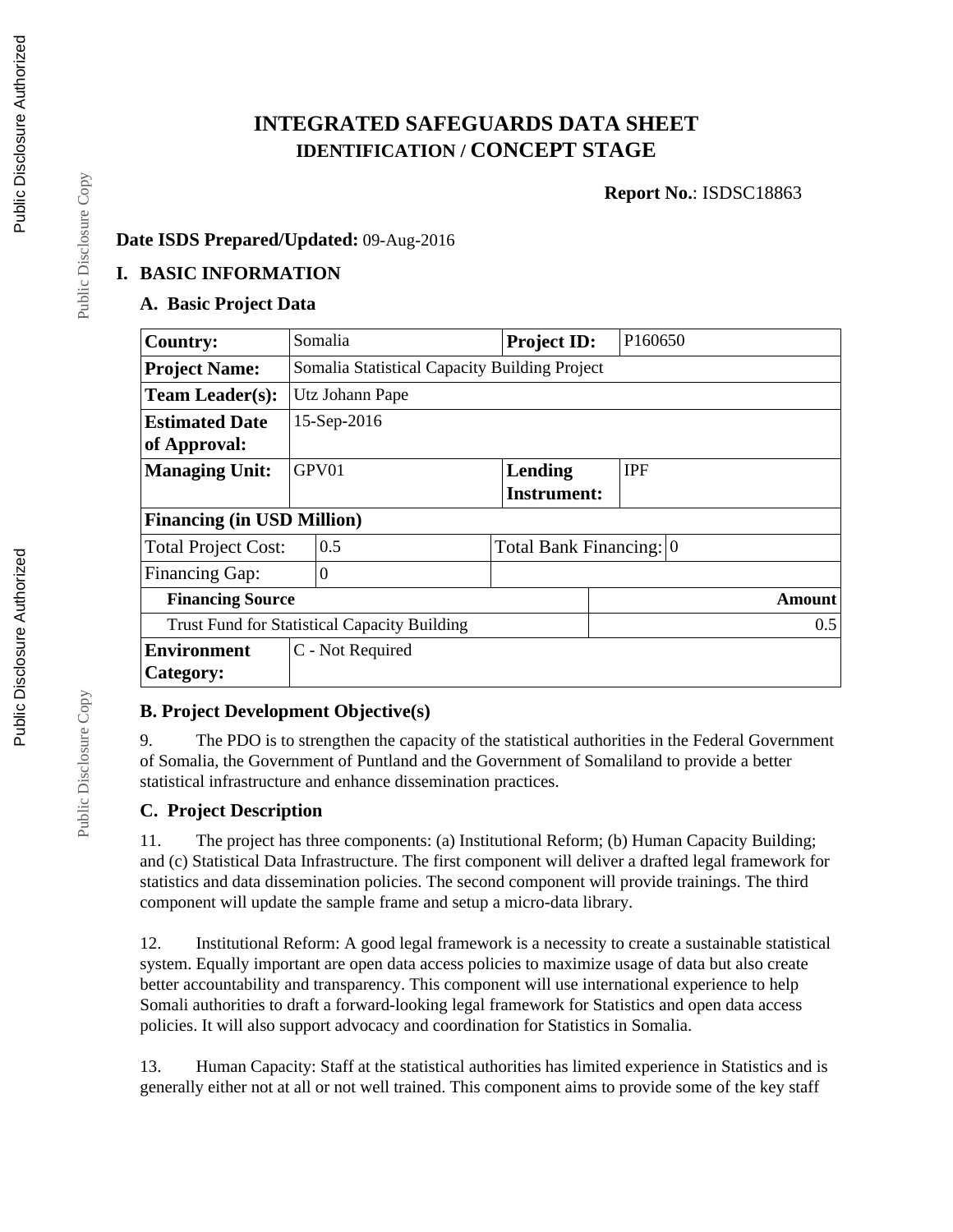# INTEGRATED SAFEGUARDS DATA SHEET
## IDENTIFICATION / CONCEPT STAGE

**Report No.**: ISDSC18863

**Date ISDS Prepared/Updated:** 09-Aug-2016

## I. BASIC INFORMATION

### A. Basic Project Data

| **Country:** | Somalia | **Project ID:** | P160650 |
|---|---|---|---|
| **Project Name:** | Somalia Statistical Capacity Building Project | | |
| **Team Leader(s):** | Utz Johann Pape | | |
| **Estimated Date of Approval:** | 15-Sep-2016 | | |
| **Managing Unit:** | GPV01 | **Lending Instrument:** | IPF |
| **Financing (in USD Million)** | | | |
| Total Project Cost: | 0.5 | Total Bank Financing: | 0 |
| Financing Gap: | 0 | | |
| **Financing Source** | | | **Amount** |
| Trust Fund for Statistical Capacity Building | | | 0.5 |
| **Environment Category:** | C - Not Required | | |

### B. Project Development Objective(s)

9. The PDO is to strengthen the capacity of the statistical authorities in the Federal Government of Somalia, the Government of Puntland and the Government of Somaliland to provide a better statistical infrastructure and enhance dissemination practices.

### C. Project Description

11. The project has three components: (a) Institutional Reform; (b) Human Capacity Building; and (c) Statistical Data Infrastructure. The first component will deliver a drafted legal framework for statistics and data dissemination policies. The second component will provide trainings. The third component will update the sample frame and setup a micro-data library.

12. Institutional Reform: A good legal framework is a necessity to create a sustainable statistical system. Equally important are open data access policies to maximize usage of data but also create better accountability and transparency. This component will use international experience to help Somali authorities to draft a forward-looking legal framework for Statistics and open data access policies. It will also support advocacy and coordination for Statistics in Somalia.

13. Human Capacity: Staff at the statistical authorities has limited experience in Statistics and is generally either not at all or not well trained. This component aims to provide some of the key staff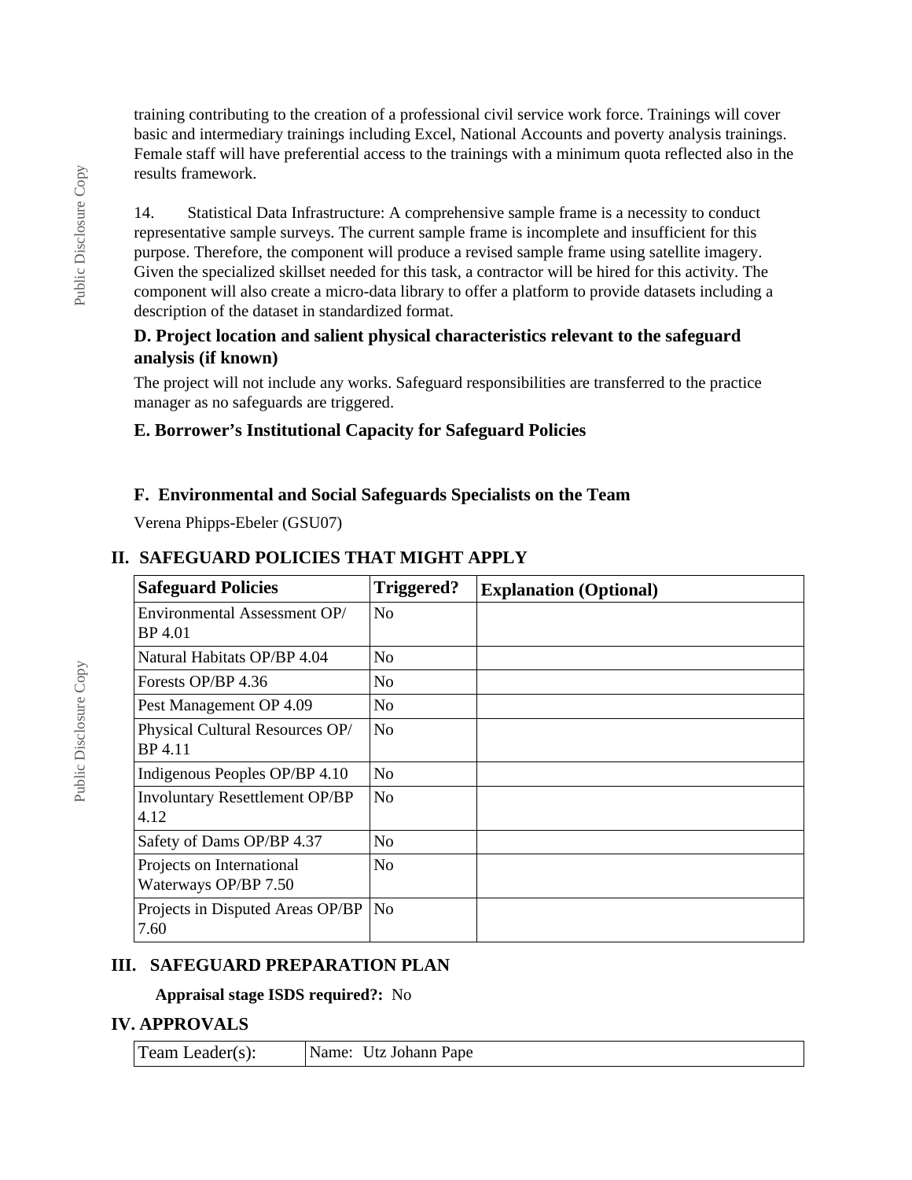training contributing to the creation of a professional civil service work force. Trainings will cover basic and intermediary trainings including Excel, National Accounts and poverty analysis trainings. Female staff will have preferential access to the trainings with a minimum quota reflected also in the results framework.

14. Statistical Data Infrastructure: A comprehensive sample frame is a necessity to conduct representative sample surveys. The current sample frame is incomplete and insufficient for this purpose. Therefore, the component will produce a revised sample frame using satellite imagery. Given the specialized skillset needed for this task, a contractor will be hired for this activity. The component will also create a micro-data library to offer a platform to provide datasets including a description of the dataset in standardized format.

### D. Project location and salient physical characteristics relevant to the safeguard analysis (if known)

The project will not include any works. Safeguard responsibilities are transferred to the practice manager as no safeguards are triggered.

### E. Borrower's Institutional Capacity for Safeguard Policies

### F. Environmental and Social Safeguards Specialists on the Team

Verena Phipps-Ebeler (GSU07)

## II. SAFEGUARD POLICIES THAT MIGHT APPLY

| Safeguard Policies | Triggered? | Explanation (Optional) |
|---|---|---|
| Environmental Assessment OP/ BP 4.01 | No | |
| Natural Habitats OP/BP 4.04 | No | |
| Forests OP/BP 4.36 | No | |
| Pest Management OP 4.09 | No | |
| Physical Cultural Resources OP/ BP 4.11 | No | |
| Indigenous Peoples OP/BP 4.10 | No | |
| Involuntary Resettlement OP/BP 4.12 | No | |
| Safety of Dams OP/BP 4.37 | No | |
| Projects on International Waterways OP/BP 7.50 | No | |
| Projects in Disputed Areas OP/BP 7.60 | No | |

## III. SAFEGUARD PREPARATION PLAN

**Appraisal stage ISDS required?:** No

## IV. APPROVALS

| Team Leader(s): | Name: Utz Johann Pape |
|---|---|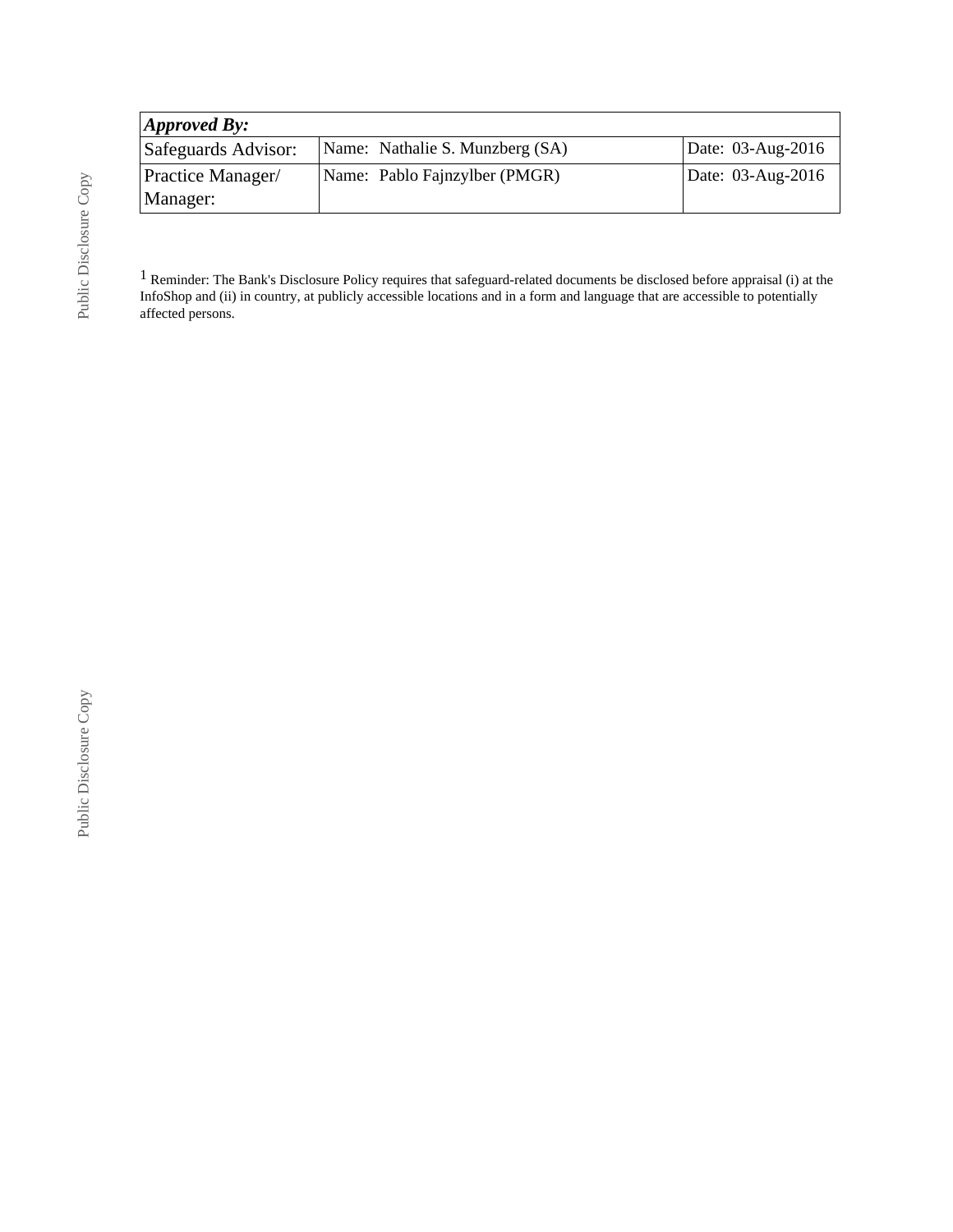| ***Approved By:*** | | |
|---|---|---|
| Safeguards Advisor: | Name: Nathalie S. Munzberg (SA) | Date: 03-Aug-2016 |
| Practice Manager/ Manager: | Name: Pablo Fajnzylber (PMGR) | Date: 03-Aug-2016 |

[1] Reminder: The Bank's Disclosure Policy requires that safeguard-related documents be disclosed before appraisal (i) at the InfoShop and (ii) in country, at publicly accessible locations and in a form and language that are accessible to potentially affected persons.